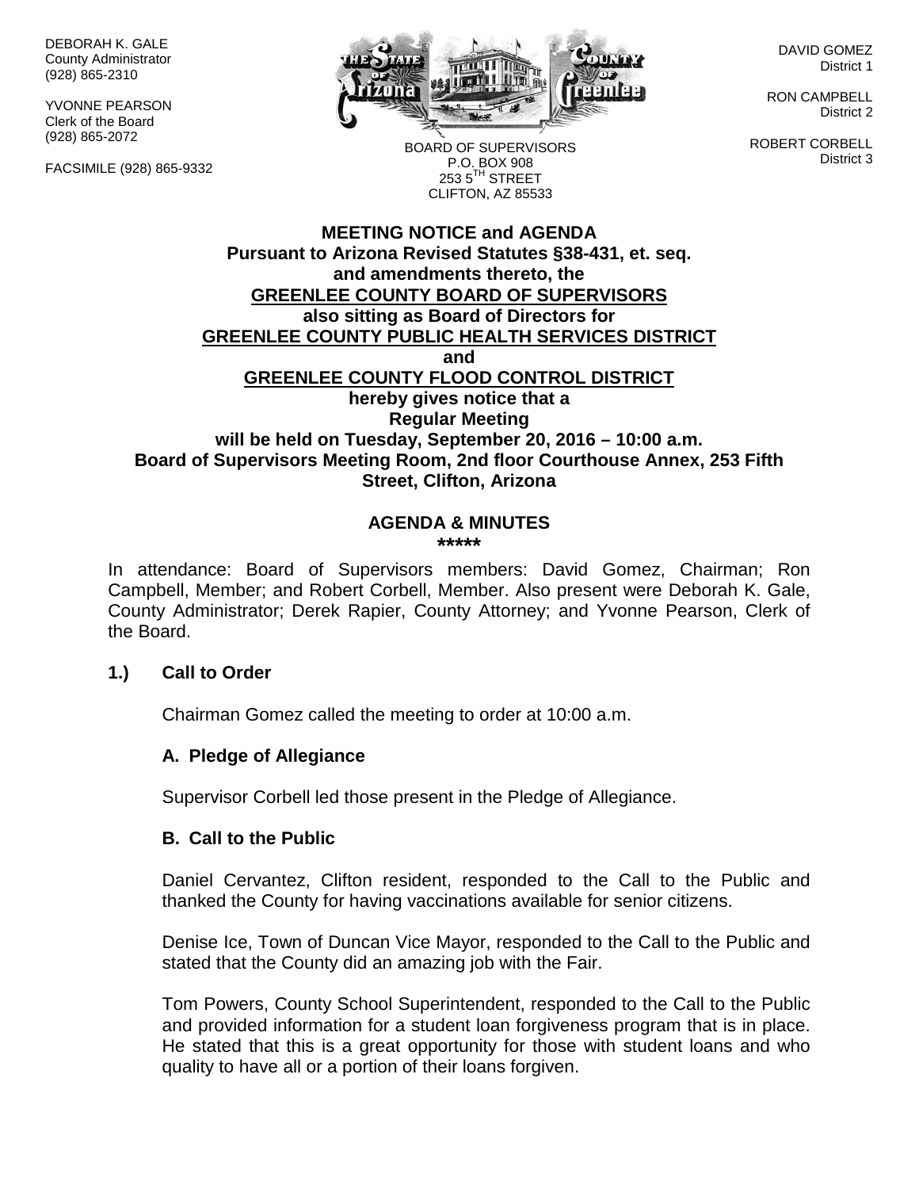DEBORAH K. GALE
County Administrator
(928) 865-2310

YVONNE PEARSON
Clerk of the Board
(928) 865-2072

FACSIMILE (928) 865-9332

BOARD OF SUPERVISORS
P.O. BOX 908
253 5TH STREET
CLIFTON, AZ 85533

DAVID GOMEZ
District 1

RON CAMPBELL
District 2

ROBERT CORBELL
District 3

**MEETING NOTICE and AGENDA**
**Pursuant to Arizona Revised Statutes §38-431, et. seq.**
**and amendments thereto, the**
**GREENLEE COUNTY BOARD OF SUPERVISORS**
**also sitting as Board of Directors for**
**GREENLEE COUNTY PUBLIC HEALTH SERVICES DISTRICT**
**and**
**GREENLEE COUNTY FLOOD CONTROL DISTRICT**
**hereby gives notice that a**
**Regular Meeting**
**will be held on Tuesday, September 20, 2016 – 10:00 a.m.**
**Board of Supervisors Meeting Room, 2nd floor Courthouse Annex, 253 Fifth Street, Clifton, Arizona**

**AGENDA & MINUTES**
**\*\*\*\*\***

In attendance: Board of Supervisors members: David Gomez, Chairman; Ron Campbell, Member; and Robert Corbell, Member. Also present were Deborah K. Gale, County Administrator; Derek Rapier, County Attorney; and Yvonne Pearson, Clerk of the Board.

**1.) Call to Order**

Chairman Gomez called the meeting to order at 10:00 a.m.

**A. Pledge of Allegiance**

Supervisor Corbell led those present in the Pledge of Allegiance.

**B. Call to the Public**

Daniel Cervantez, Clifton resident, responded to the Call to the Public and thanked the County for having vaccinations available for senior citizens.

Denise Ice, Town of Duncan Vice Mayor, responded to the Call to the Public and stated that the County did an amazing job with the Fair.

Tom Powers, County School Superintendent, responded to the Call to the Public and provided information for a student loan forgiveness program that is in place. He stated that this is a great opportunity for those with student loans and who quality to have all or a portion of their loans forgiven.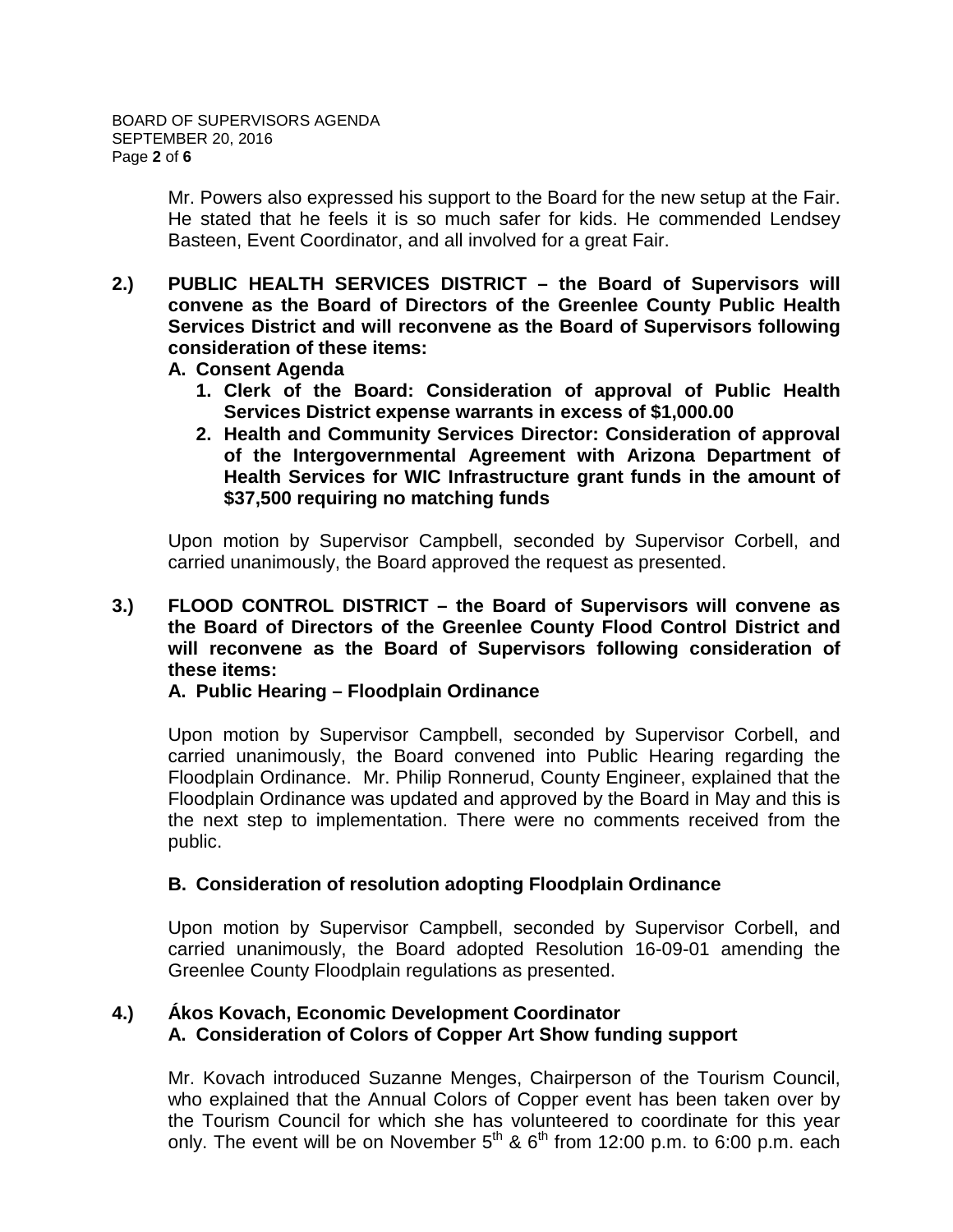Mr. Powers also expressed his support to the Board for the new setup at the Fair. He stated that he feels it is so much safer for kids. He commended Lendsey Basteen, Event Coordinator, and all involved for a great Fair.

**2.) PUBLIC HEALTH SERVICES DISTRICT – the Board of Supervisors will convene as the Board of Directors of the Greenlee County Public Health Services District and will reconvene as the Board of Supervisors following consideration of these items:**

**A. Consent Agenda**

1. **Clerk of the Board: Consideration of approval of Public Health Services District expense warrants in excess of $1,000.00**
2. **Health and Community Services Director: Consideration of approval of the Intergovernmental Agreement with Arizona Department of Health Services for WIC Infrastructure grant funds in the amount of $37,500 requiring no matching funds**

Upon motion by Supervisor Campbell, seconded by Supervisor Corbell, and carried unanimously, the Board approved the request as presented.

**3.) FLOOD CONTROL DISTRICT – the Board of Supervisors will convene as the Board of Directors of the Greenlee County Flood Control District and will reconvene as the Board of Supervisors following consideration of these items:**

**A. Public Hearing – Floodplain Ordinance**

Upon motion by Supervisor Campbell, seconded by Supervisor Corbell, and carried unanimously, the Board convened into Public Hearing regarding the Floodplain Ordinance. Mr. Philip Ronnerud, County Engineer, explained that the Floodplain Ordinance was updated and approved by the Board in May and this is the next step to implementation. There were no comments received from the public.

**B. Consideration of resolution adopting Floodplain Ordinance**

Upon motion by Supervisor Campbell, seconded by Supervisor Corbell, and carried unanimously, the Board adopted Resolution 16-09-01 amending the Greenlee County Floodplain regulations as presented.

**4.) Ákos Kovach, Economic Development Coordinator**

**A. Consideration of Colors of Copper Art Show funding support**

Mr. Kovach introduced Suzanne Menges, Chairperson of the Tourism Council, who explained that the Annual Colors of Copper event has been taken over by the Tourism Council for which she has volunteered to coordinate for this year only. The event will be on November 5th & 6th from 12:00 p.m. to 6:00 p.m. each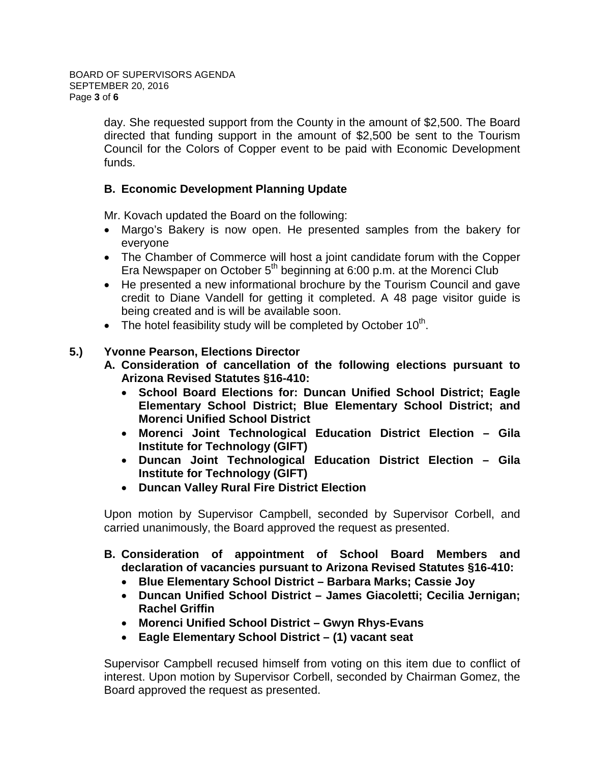day. She requested support from the County in the amount of $2,500. The Board directed that funding support in the amount of $2,500 be sent to the Tourism Council for the Colors of Copper event to be paid with Economic Development funds.

**B. Economic Development Planning Update**

Mr. Kovach updated the Board on the following:

- Margo's Bakery is now open. He presented samples from the bakery for everyone
- The Chamber of Commerce will host a joint candidate forum with the Copper Era Newspaper on October 5th beginning at 6:00 p.m. at the Morenci Club
- He presented a new informational brochure by the Tourism Council and gave credit to Diane Vandell for getting it completed. A 48 page visitor guide is being created and is will be available soon.
- The hotel feasibility study will be completed by October 10th.

**5.) Yvonne Pearson, Elections Director**

**A. Consideration of cancellation of the following elections pursuant to Arizona Revised Statutes §16-410:**

- **School Board Elections for: Duncan Unified School District; Eagle Elementary School District; Blue Elementary School District; and Morenci Unified School District**
- **Morenci Joint Technological Education District Election – Gila Institute for Technology (GIFT)**
- **Duncan Joint Technological Education District Election – Gila Institute for Technology (GIFT)**
- **Duncan Valley Rural Fire District Election**

Upon motion by Supervisor Campbell, seconded by Supervisor Corbell, and carried unanimously, the Board approved the request as presented.

**B. Consideration of appointment of School Board Members and declaration of vacancies pursuant to Arizona Revised Statutes §16-410:**

- **Blue Elementary School District – Barbara Marks; Cassie Joy**
- **Duncan Unified School District – James Giacoletti; Cecilia Jernigan; Rachel Griffin**
- **Morenci Unified School District – Gwyn Rhys-Evans**
- **Eagle Elementary School District – (1) vacant seat**

Supervisor Campbell recused himself from voting on this item due to conflict of interest. Upon motion by Supervisor Corbell, seconded by Chairman Gomez, the Board approved the request as presented.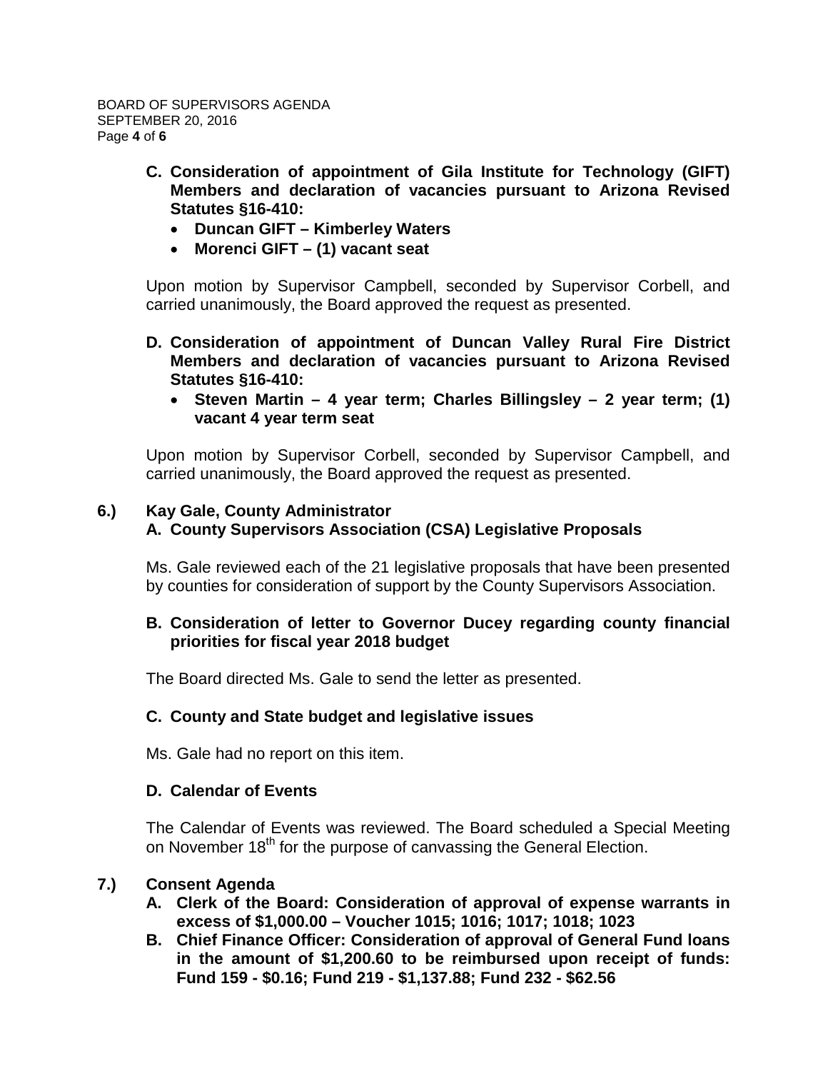**C. Consideration of appointment of Gila Institute for Technology (GIFT) Members and declaration of vacancies pursuant to Arizona Revised Statutes §16-410:**

- **Duncan GIFT – Kimberley Waters**
- **Morenci GIFT – (1) vacant seat**

Upon motion by Supervisor Campbell, seconded by Supervisor Corbell, and carried unanimously, the Board approved the request as presented.

**D. Consideration of appointment of Duncan Valley Rural Fire District Members and declaration of vacancies pursuant to Arizona Revised Statutes §16-410:**

- **Steven Martin – 4 year term; Charles Billingsley – 2 year term; (1) vacant 4 year term seat**

Upon motion by Supervisor Corbell, seconded by Supervisor Campbell, and carried unanimously, the Board approved the request as presented.

## 6.) Kay Gale, County Administrator

**A. County Supervisors Association (CSA) Legislative Proposals**

Ms. Gale reviewed each of the 21 legislative proposals that have been presented by counties for consideration of support by the County Supervisors Association.

**B. Consideration of letter to Governor Ducey regarding county financial priorities for fiscal year 2018 budget**

The Board directed Ms. Gale to send the letter as presented.

**C. County and State budget and legislative issues**

Ms. Gale had no report on this item.

**D. Calendar of Events**

The Calendar of Events was reviewed. The Board scheduled a Special Meeting on November 18th for the purpose of canvassing the General Election.

## 7.) Consent Agenda

**A. Clerk of the Board: Consideration of approval of expense warrants in excess of $1,000.00 – Voucher 1015; 1016; 1017; 1018; 1023**

**B. Chief Finance Officer: Consideration of approval of General Fund loans in the amount of $1,200.60 to be reimbursed upon receipt of funds: Fund 159 - $0.16; Fund 219 - $1,137.88; Fund 232 - $62.56**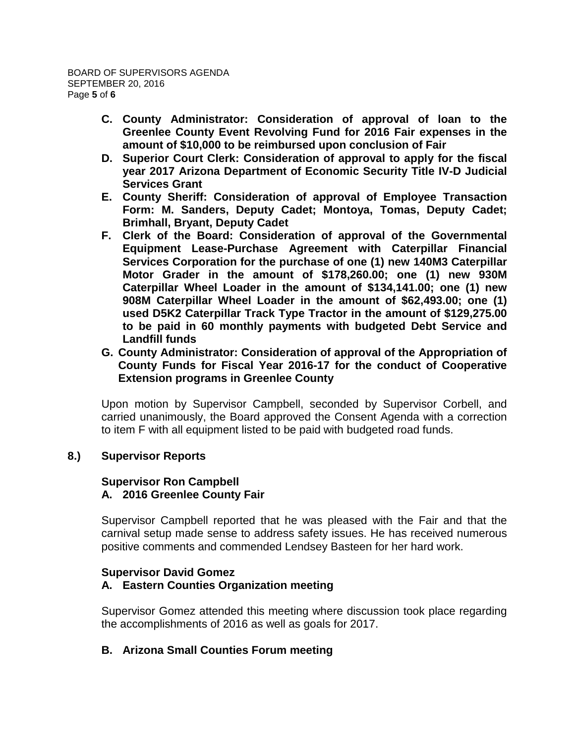**C. County Administrator: Consideration of approval of loan to the Greenlee County Event Revolving Fund for 2016 Fair expenses in the amount of $10,000 to be reimbursed upon conclusion of Fair**

**D. Superior Court Clerk: Consideration of approval to apply for the fiscal year 2017 Arizona Department of Economic Security Title IV-D Judicial Services Grant**

**E. County Sheriff: Consideration of approval of Employee Transaction Form: M. Sanders, Deputy Cadet; Montoya, Tomas, Deputy Cadet; Brimhall, Bryant, Deputy Cadet**

**F. Clerk of the Board: Consideration of approval of the Governmental Equipment Lease-Purchase Agreement with Caterpillar Financial Services Corporation for the purchase of one (1) new 140M3 Caterpillar Motor Grader in the amount of $178,260.00; one (1) new 930M Caterpillar Wheel Loader in the amount of $134,141.00; one (1) new 908M Caterpillar Wheel Loader in the amount of $62,493.00; one (1) used D5K2 Caterpillar Track Type Tractor in the amount of $129,275.00 to be paid in 60 monthly payments with budgeted Debt Service and Landfill funds**

**G. County Administrator: Consideration of approval of the Appropriation of County Funds for Fiscal Year 2016-17 for the conduct of Cooperative Extension programs in Greenlee County**

Upon motion by Supervisor Campbell, seconded by Supervisor Corbell, and carried unanimously, the Board approved the Consent Agenda with a correction to item F with all equipment listed to be paid with budgeted road funds.

**8.) Supervisor Reports**

**Supervisor Ron Campbell**

**A. 2016 Greenlee County Fair**

Supervisor Campbell reported that he was pleased with the Fair and that the carnival setup made sense to address safety issues. He has received numerous positive comments and commended Lendsey Basteen for her hard work.

**Supervisor David Gomez**

**A. Eastern Counties Organization meeting**

Supervisor Gomez attended this meeting where discussion took place regarding the accomplishments of 2016 as well as goals for 2017.

**B. Arizona Small Counties Forum meeting**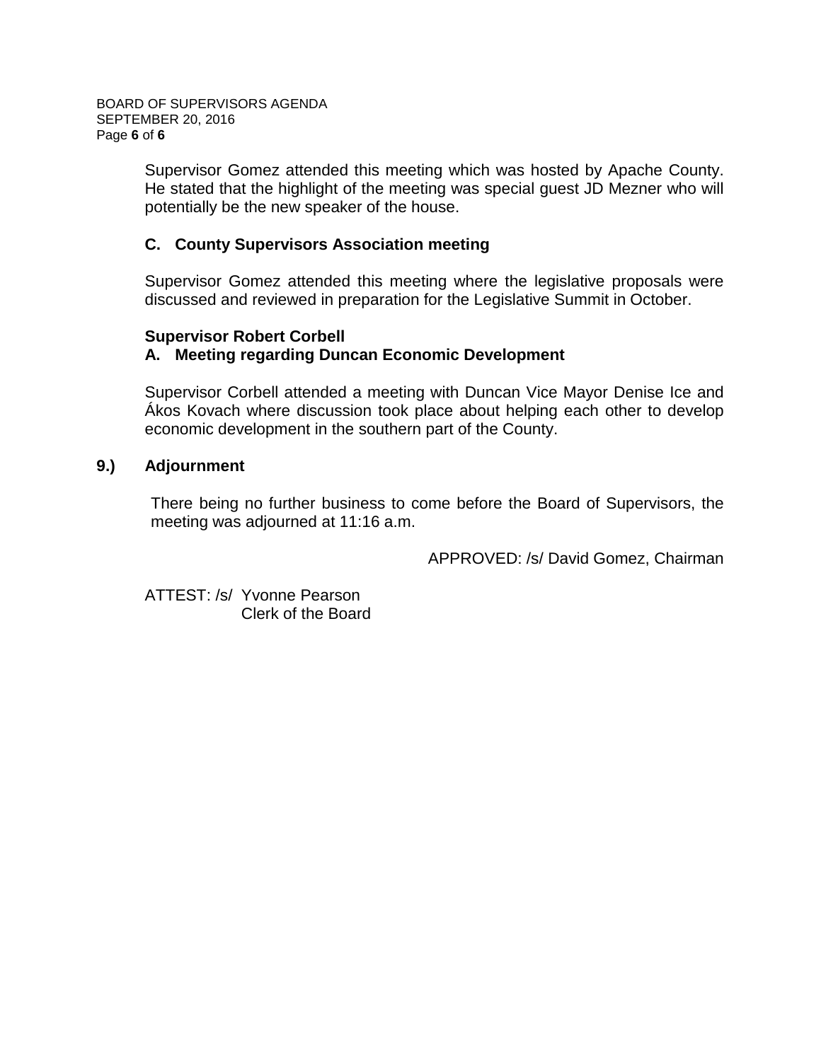Supervisor Gomez attended this meeting which was hosted by Apache County. He stated that the highlight of the meeting was special guest JD Mezner who will potentially be the new speaker of the house.

**C. County Supervisors Association meeting**

Supervisor Gomez attended this meeting where the legislative proposals were discussed and reviewed in preparation for the Legislative Summit in October.

**Supervisor Robert Corbell**

**A. Meeting regarding Duncan Economic Development**

Supervisor Corbell attended a meeting with Duncan Vice Mayor Denise Ice and Ákos Kovach where discussion took place about helping each other to develop economic development in the southern part of the County.

## 9.) Adjournment

There being no further business to come before the Board of Supervisors, the meeting was adjourned at 11:16 a.m.

APPROVED: /s/ David Gomez, Chairman

ATTEST: /s/ Yvonne Pearson
Clerk of the Board